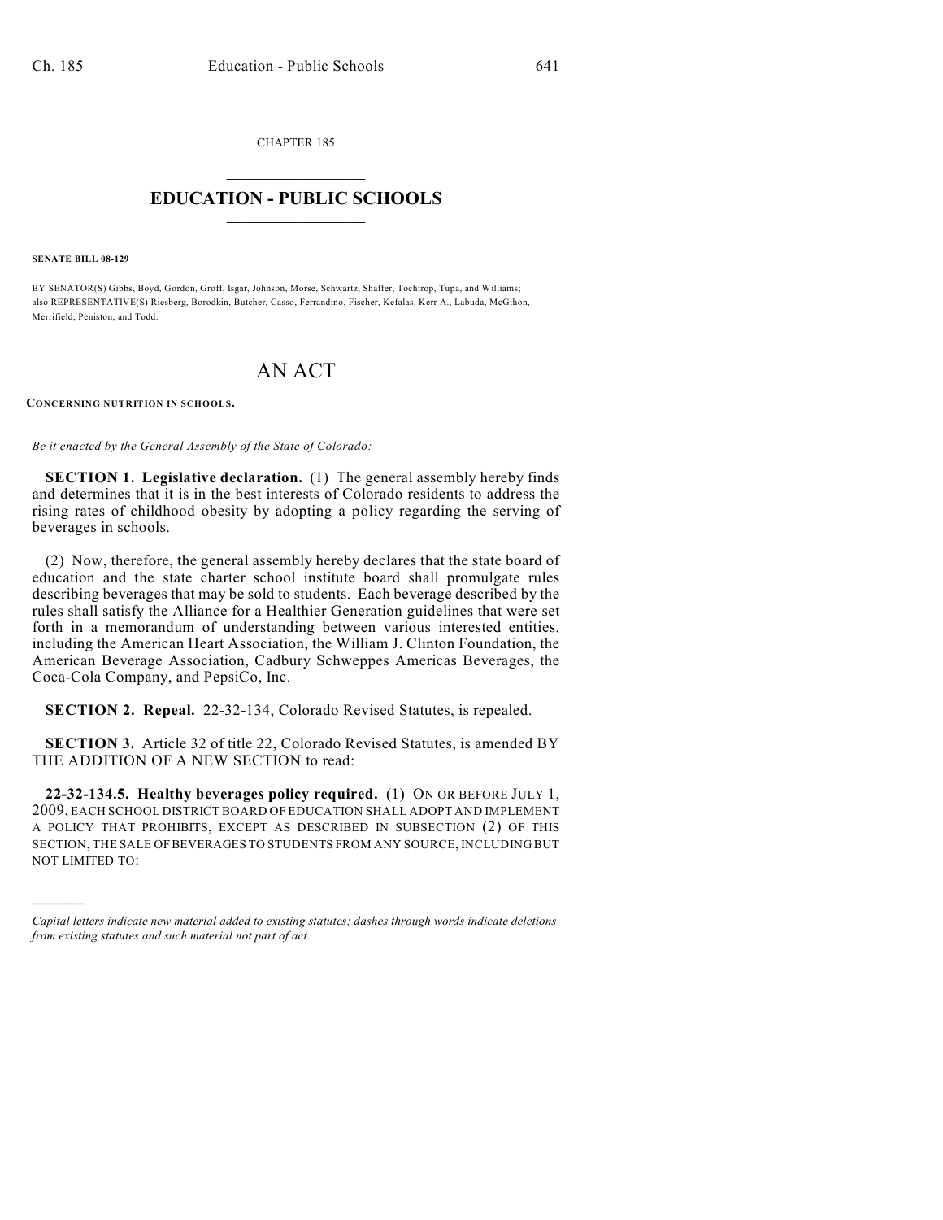CHAPTER 185

# EDUCATION - PUBLIC SCHOOLS

**SENATE BILL 08-129**

BY SENATOR(S) Gibbs, Boyd, Gordon, Groff, Isgar, Johnson, Morse, Schwartz, Shaffer, Tochtrop, Tupa, and Williams; also REPRESENTATIVE(S) Riesberg, Borodkin, Butcher, Casso, Ferrandino, Fischer, Kefalas, Kerr A., Labuda, McGihon, Merrifield, Peniston, and Todd.

# AN ACT

**CONCERNING NUTRITION IN SCHOOLS.**

*Be it enacted by the General Assembly of the State of Colorado:*

**SECTION 1. Legislative declaration.** (1) The general assembly hereby finds and determines that it is in the best interests of Colorado residents to address the rising rates of childhood obesity by adopting a policy regarding the serving of beverages in schools.

(2) Now, therefore, the general assembly hereby declares that the state board of education and the state charter school institute board shall promulgate rules describing beverages that may be sold to students. Each beverage described by the rules shall satisfy the Alliance for a Healthier Generation guidelines that were set forth in a memorandum of understanding between various interested entities, including the American Heart Association, the William J. Clinton Foundation, the American Beverage Association, Cadbury Schweppes Americas Beverages, the Coca-Cola Company, and PepsiCo, Inc.

**SECTION 2. Repeal.** 22-32-134, Colorado Revised Statutes, is repealed.

**SECTION 3.** Article 32 of title 22, Colorado Revised Statutes, is amended BY THE ADDITION OF A NEW SECTION to read:

**22-32-134.5. Healthy beverages policy required.** (1) ON OR BEFORE JULY 1, 2009, EACH SCHOOL DISTRICT BOARD OF EDUCATION SHALL ADOPT AND IMPLEMENT A POLICY THAT PROHIBITS, EXCEPT AS DESCRIBED IN SUBSECTION (2) OF THIS SECTION, THE SALE OF BEVERAGES TO STUDENTS FROM ANY SOURCE, INCLUDING BUT NOT LIMITED TO:

---

*Capital letters indicate new material added to existing statutes; dashes through words indicate deletions from existing statutes and such material not part of act.*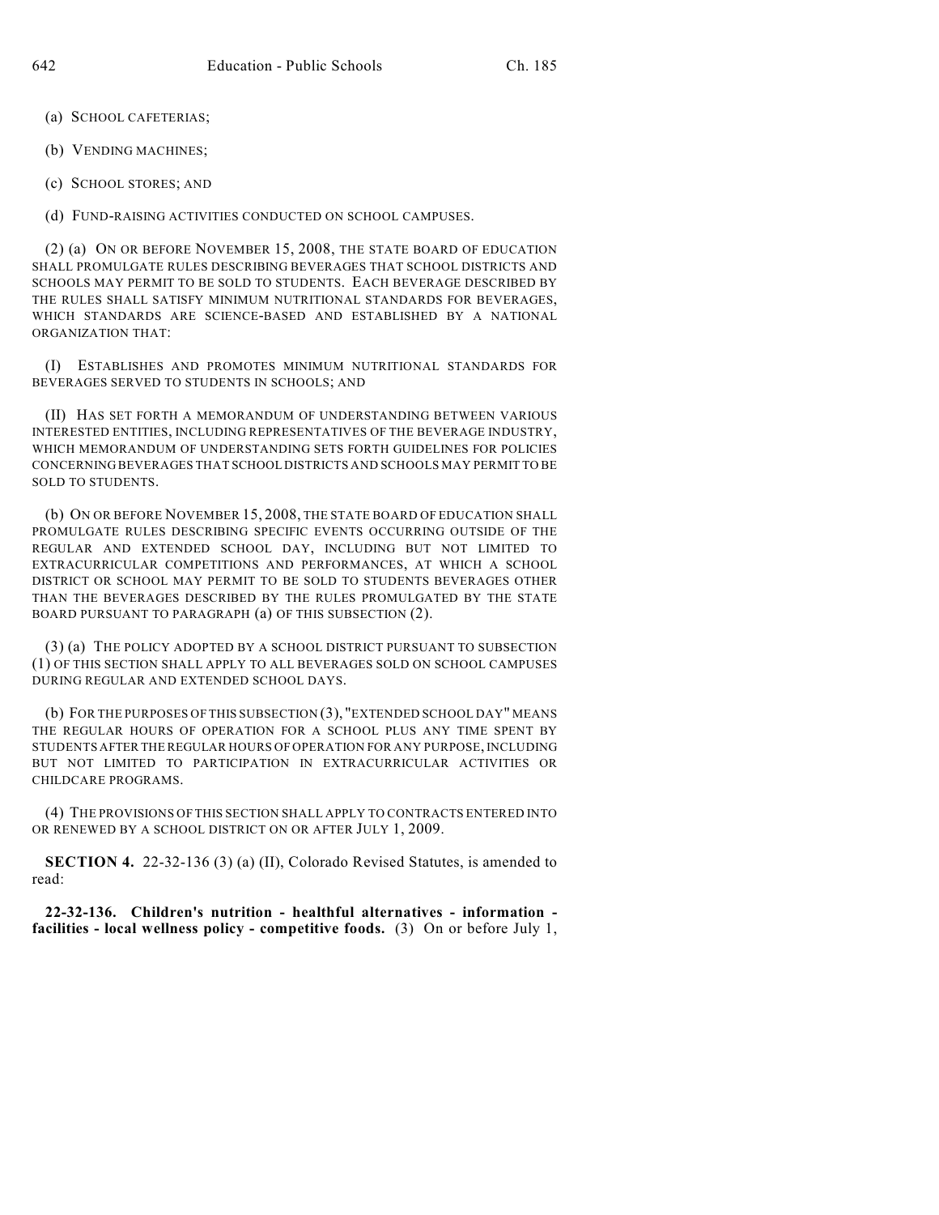(a) SCHOOL CAFETERIAS;

(b) VENDING MACHINES;

(c) SCHOOL STORES; AND

(d) FUND-RAISING ACTIVITIES CONDUCTED ON SCHOOL CAMPUSES.

(2) (a) ON OR BEFORE NOVEMBER 15, 2008, THE STATE BOARD OF EDUCATION SHALL PROMULGATE RULES DESCRIBING BEVERAGES THAT SCHOOL DISTRICTS AND SCHOOLS MAY PERMIT TO BE SOLD TO STUDENTS. EACH BEVERAGE DESCRIBED BY THE RULES SHALL SATISFY MINIMUM NUTRITIONAL STANDARDS FOR BEVERAGES, WHICH STANDARDS ARE SCIENCE-BASED AND ESTABLISHED BY A NATIONAL ORGANIZATION THAT:

(I) ESTABLISHES AND PROMOTES MINIMUM NUTRITIONAL STANDARDS FOR BEVERAGES SERVED TO STUDENTS IN SCHOOLS; AND

(II) HAS SET FORTH A MEMORANDUM OF UNDERSTANDING BETWEEN VARIOUS INTERESTED ENTITIES, INCLUDING REPRESENTATIVES OF THE BEVERAGE INDUSTRY, WHICH MEMORANDUM OF UNDERSTANDING SETS FORTH GUIDELINES FOR POLICIES CONCERNING BEVERAGES THAT SCHOOL DISTRICTS AND SCHOOLS MAY PERMIT TO BE SOLD TO STUDENTS.

(b) ON OR BEFORE NOVEMBER 15, 2008, THE STATE BOARD OF EDUCATION SHALL PROMULGATE RULES DESCRIBING SPECIFIC EVENTS OCCURRING OUTSIDE OF THE REGULAR AND EXTENDED SCHOOL DAY, INCLUDING BUT NOT LIMITED TO EXTRACURRICULAR COMPETITIONS AND PERFORMANCES, AT WHICH A SCHOOL DISTRICT OR SCHOOL MAY PERMIT TO BE SOLD TO STUDENTS BEVERAGES OTHER THAN THE BEVERAGES DESCRIBED BY THE RULES PROMULGATED BY THE STATE BOARD PURSUANT TO PARAGRAPH (a) OF THIS SUBSECTION (2).

(3) (a) THE POLICY ADOPTED BY A SCHOOL DISTRICT PURSUANT TO SUBSECTION (1) OF THIS SECTION SHALL APPLY TO ALL BEVERAGES SOLD ON SCHOOL CAMPUSES DURING REGULAR AND EXTENDED SCHOOL DAYS.

(b) FOR THE PURPOSES OF THIS SUBSECTION (3), "EXTENDED SCHOOL DAY" MEANS THE REGULAR HOURS OF OPERATION FOR A SCHOOL PLUS ANY TIME SPENT BY STUDENTS AFTER THE REGULAR HOURS OF OPERATION FOR ANY PURPOSE, INCLUDING BUT NOT LIMITED TO PARTICIPATION IN EXTRACURRICULAR ACTIVITIES OR CHILDCARE PROGRAMS.

(4) THE PROVISIONS OF THIS SECTION SHALL APPLY TO CONTRACTS ENTERED INTO OR RENEWED BY A SCHOOL DISTRICT ON OR AFTER JULY 1, 2009.

**SECTION 4.** 22-32-136 (3) (a) (II), Colorado Revised Statutes, is amended to read:

**22-32-136. Children's nutrition - healthful alternatives - information - facilities - local wellness policy - competitive foods.** (3) On or before July 1,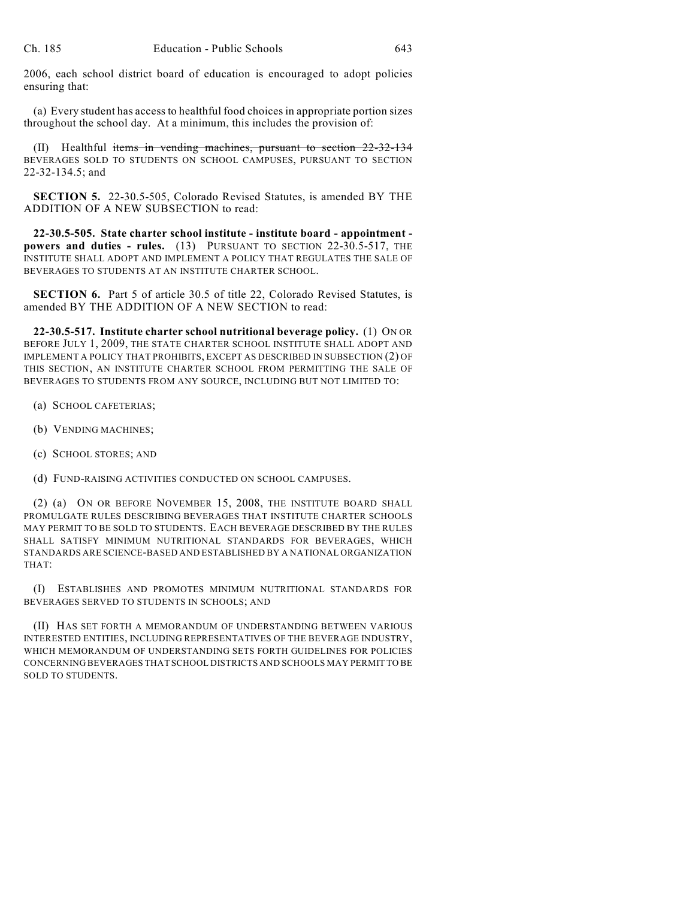2006, each school district board of education is encouraged to adopt policies ensuring that:

(a) Every student has access to healthful food choices in appropriate portion sizes throughout the school day. At a minimum, this includes the provision of:

(II) Healthful ~~items in vending machines, pursuant to section 22-32-134~~ BEVERAGES SOLD TO STUDENTS ON SCHOOL CAMPUSES, PURSUANT TO SECTION 22-32-134.5; and

**SECTION 5.** 22-30.5-505, Colorado Revised Statutes, is amended BY THE ADDITION OF A NEW SUBSECTION to read:

**22-30.5-505. State charter school institute - institute board - appointment - powers and duties - rules.** (13) PURSUANT TO SECTION 22-30.5-517, THE INSTITUTE SHALL ADOPT AND IMPLEMENT A POLICY THAT REGULATES THE SALE OF BEVERAGES TO STUDENTS AT AN INSTITUTE CHARTER SCHOOL.

**SECTION 6.** Part 5 of article 30.5 of title 22, Colorado Revised Statutes, is amended BY THE ADDITION OF A NEW SECTION to read:

**22-30.5-517. Institute charter school nutritional beverage policy.** (1) ON OR BEFORE JULY 1, 2009, THE STATE CHARTER SCHOOL INSTITUTE SHALL ADOPT AND IMPLEMENT A POLICY THAT PROHIBITS, EXCEPT AS DESCRIBED IN SUBSECTION (2) OF THIS SECTION, AN INSTITUTE CHARTER SCHOOL FROM PERMITTING THE SALE OF BEVERAGES TO STUDENTS FROM ANY SOURCE, INCLUDING BUT NOT LIMITED TO:

(a) SCHOOL CAFETERIAS;

(b) VENDING MACHINES;

(c) SCHOOL STORES; AND

(d) FUND-RAISING ACTIVITIES CONDUCTED ON SCHOOL CAMPUSES.

(2) (a) ON OR BEFORE NOVEMBER 15, 2008, THE INSTITUTE BOARD SHALL PROMULGATE RULES DESCRIBING BEVERAGES THAT INSTITUTE CHARTER SCHOOLS MAY PERMIT TO BE SOLD TO STUDENTS. EACH BEVERAGE DESCRIBED BY THE RULES SHALL SATISFY MINIMUM NUTRITIONAL STANDARDS FOR BEVERAGES, WHICH STANDARDS ARE SCIENCE-BASED AND ESTABLISHED BY A NATIONAL ORGANIZATION THAT:

(I) ESTABLISHES AND PROMOTES MINIMUM NUTRITIONAL STANDARDS FOR BEVERAGES SERVED TO STUDENTS IN SCHOOLS; AND

(II) HAS SET FORTH A MEMORANDUM OF UNDERSTANDING BETWEEN VARIOUS INTERESTED ENTITIES, INCLUDING REPRESENTATIVES OF THE BEVERAGE INDUSTRY, WHICH MEMORANDUM OF UNDERSTANDING SETS FORTH GUIDELINES FOR POLICIES CONCERNING BEVERAGES THAT SCHOOL DISTRICTS AND SCHOOLS MAY PERMIT TO BE SOLD TO STUDENTS.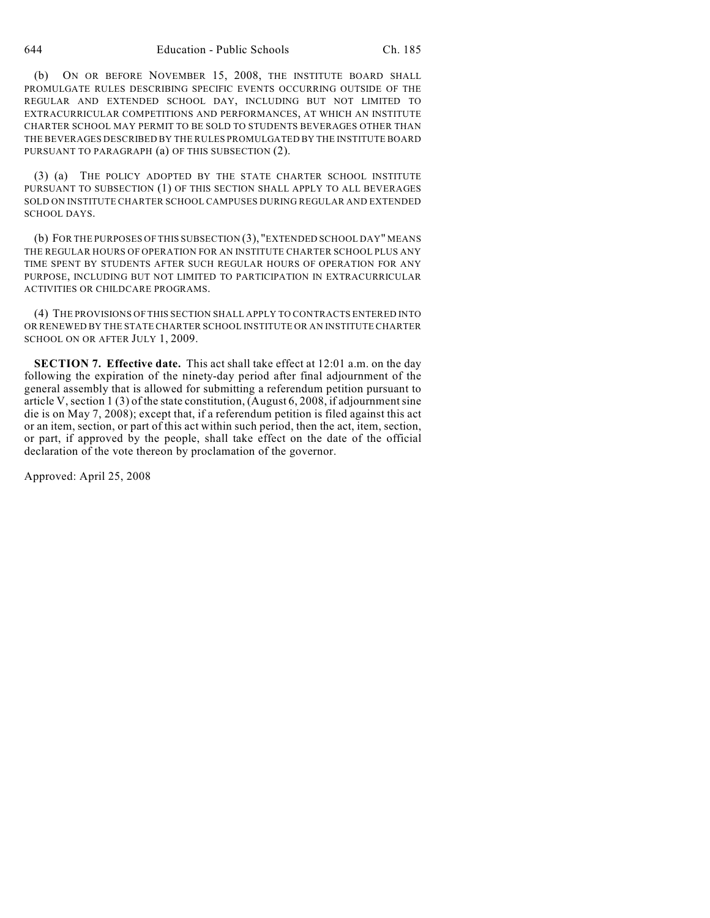(b) ON OR BEFORE NOVEMBER 15, 2008, THE INSTITUTE BOARD SHALL PROMULGATE RULES DESCRIBING SPECIFIC EVENTS OCCURRING OUTSIDE OF THE REGULAR AND EXTENDED SCHOOL DAY, INCLUDING BUT NOT LIMITED TO EXTRACURRICULAR COMPETITIONS AND PERFORMANCES, AT WHICH AN INSTITUTE CHARTER SCHOOL MAY PERMIT TO BE SOLD TO STUDENTS BEVERAGES OTHER THAN THE BEVERAGES DESCRIBED BY THE RULES PROMULGATED BY THE INSTITUTE BOARD PURSUANT TO PARAGRAPH (a) OF THIS SUBSECTION (2).

(3) (a) THE POLICY ADOPTED BY THE STATE CHARTER SCHOOL INSTITUTE PURSUANT TO SUBSECTION (1) OF THIS SECTION SHALL APPLY TO ALL BEVERAGES SOLD ON INSTITUTE CHARTER SCHOOL CAMPUSES DURING REGULAR AND EXTENDED SCHOOL DAYS.

(b) FOR THE PURPOSES OF THIS SUBSECTION (3), "EXTENDED SCHOOL DAY" MEANS THE REGULAR HOURS OF OPERATION FOR AN INSTITUTE CHARTER SCHOOL PLUS ANY TIME SPENT BY STUDENTS AFTER SUCH REGULAR HOURS OF OPERATION FOR ANY PURPOSE, INCLUDING BUT NOT LIMITED TO PARTICIPATION IN EXTRACURRICULAR ACTIVITIES OR CHILDCARE PROGRAMS.

(4) THE PROVISIONS OF THIS SECTION SHALL APPLY TO CONTRACTS ENTERED INTO OR RENEWED BY THE STATE CHARTER SCHOOL INSTITUTE OR AN INSTITUTE CHARTER SCHOOL ON OR AFTER JULY 1, 2009.

**SECTION 7. Effective date.** This act shall take effect at 12:01 a.m. on the day following the expiration of the ninety-day period after final adjournment of the general assembly that is allowed for submitting a referendum petition pursuant to article V, section 1 (3) of the state constitution, (August 6, 2008, if adjournment sine die is on May 7, 2008); except that, if a referendum petition is filed against this act or an item, section, or part of this act within such period, then the act, item, section, or part, if approved by the people, shall take effect on the date of the official declaration of the vote thereon by proclamation of the governor.

Approved: April 25, 2008